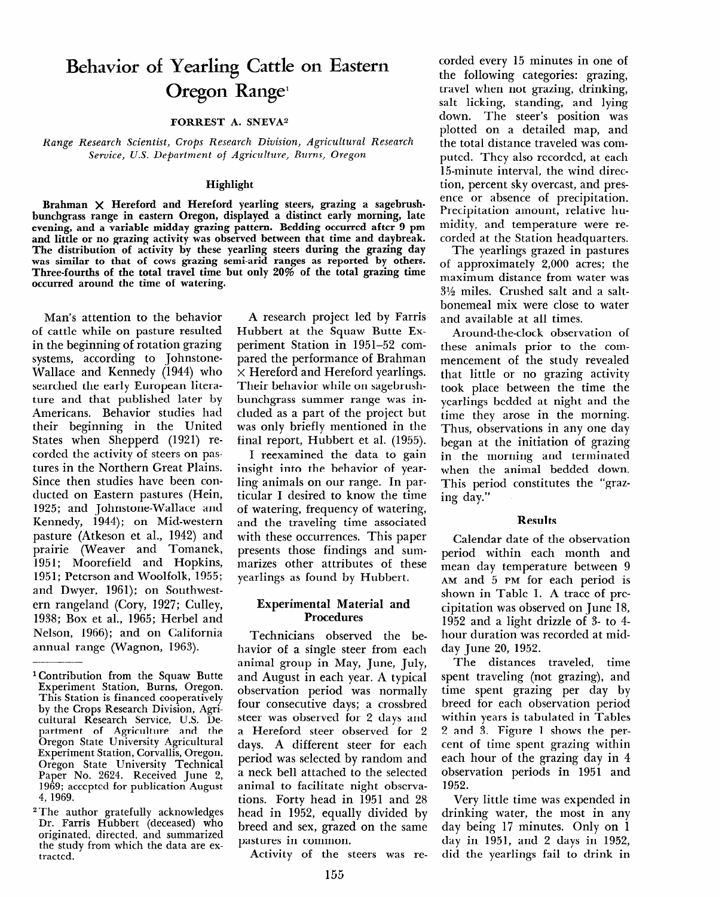# Behavior of Yearling Cattle on Eastern Oregon Range[1]

FORREST A. SNEVA[2]

*Range Research Scientist, Crops Research Division, Agricultural Research Service, U.S. Department of Agriculture, Burns, Oregon*

### Highlight

**Brahman × Hereford and Hereford yearling steers, grazing a sagebrush-bunchgrass range in eastern Oregon, displayed a distinct early morning, late evening, and a variable midday grazing pattern. Bedding occurred after 9 pm and little or no grazing activity was observed between that time and daybreak. The distribution of activity by these yearling steers during the grazing day was similar to that of cows grazing semi-arid ranges as reported by others. Three-fourths of the total travel time but only 20% of the total grazing time occurred around the time of watering.**

Man's attention to the behavior of cattle while on pasture resulted in the beginning of rotation grazing systems, according to Johnstone-Wallace and Kennedy (1944) who searched the early European literature and that published later by Americans. Behavior studies had their beginning in the United States when Shepperd (1921) recorded the activity of steers on pastures in the Northern Great Plains. Since then studies have been conducted on Eastern pastures (Hein, 1925; and Johnstone-Wallace and Kennedy, 1944); on Mid-western pasture (Atkeson et al., 1942) and prairie (Weaver and Tomanek, 1951; Moorefield and Hopkins, 1951; Peterson and Woolfolk, 1955; and Dwyer, 1961); on Southwestern rangeland (Cory, 1927; Culley, 1938; Box et al., 1965; Herbel and Nelson, 1966); and on California annual range (Wagnon, 1963).

A research project led by Farris Hubbert at the Squaw Butte Experiment Station in 1951–52 compared the performance of Brahman × Hereford and Hereford yearlings. Their behavior while on sagebrush-bunchgrass summer range was included as a part of the project but was only briefly mentioned in the final report, Hubbert et al. (1955).

I reexamined the data to gain insight into the behavior of yearling animals on our range. In particular I desired to know the time of watering, frequency of watering, and the traveling time associated with these occurrences. This paper presents those findings and summarizes other attributes of these yearlings as found by Hubbert.

## Experimental Material and Procedures

Technicians observed the behavior of a single steer from each animal group in May, June, July, and August in each year. A typical observation period was normally four consecutive days; a crossbred steer was observed for 2 days and a Hereford steer observed for 2 days. A different steer for each period was selected by random and a neck bell attached to the selected animal to facilitate night observations. Forty head in 1951 and 28 head in 1952, equally divided by breed and sex, grazed on the same pastures in common.

Activity of the steers was recorded every 15 minutes in one of the following categories: grazing, travel when not grazing, drinking, salt licking, standing, and lying down. The steer's position was plotted on a detailed map, and the total distance traveled was computed. They also recorded, at each 15-minute interval, the wind direction, percent sky overcast, and presence or absence of precipitation. Precipitation amount, relative humidity, and temperature were recorded at the Station headquarters.

The yearlings grazed in pastures of approximately 2,000 acres; the maximum distance from water was 3½ miles. Crushed salt and a salt-bonemeal mix were close to water and available at all times.

Around-the-clock observation of these animals prior to the commencement of the study revealed that little or no grazing activity took place between the time the yearlings bedded at night and the time they arose in the morning. Thus, observations in any one day began at the initiation of grazing in the morning and terminated when the animal bedded down. This period constitutes the "grazing day."

## Results

Calendar date of the observation period within each month and mean day temperature between 9 AM and 5 PM for each period is shown in Table 1. A trace of precipitation was observed on June 18, 1952 and a light drizzle of 3- to 4-hour duration was recorded at midday June 20, 1952.

The distances traveled, time spent traveling (not grazing), and time spent grazing per day by breed for each observation period within years is tabulated in Tables 2 and 3. Figure 1 shows the percent of time spent grazing within each hour of the grazing day in 4 observation periods in 1951 and 1952.

Very little time was expended in drinking water, the most in any day being 17 minutes. Only on 1 day in 1951, and 2 days in 1952, did the yearlings fail to drink in

---

[1] Contribution from the Squaw Butte Experiment Station, Burns, Oregon. This Station is financed cooperatively by the Crops Research Division, Agricultural Research Service, U.S. Department of Agriculture and the Oregon State University Agricultural Experiment Station, Corvallis, Oregon. Oregon State University Technical Paper No. 2624. Received June 2, 1969; accepted for publication August 4, 1969.

[2] The author gratefully acknowledges Dr. Farris Hubbert (deceased) who originated, directed, and summarized the study from which the data are extracted.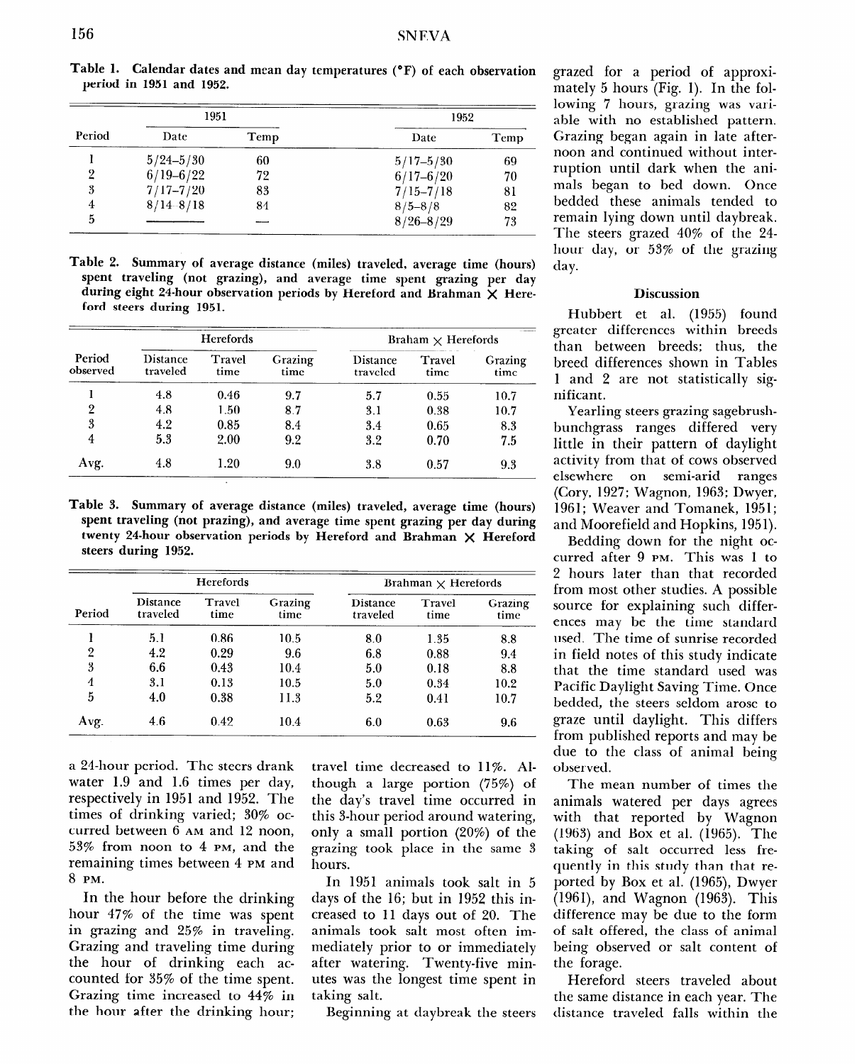**Table 1. Calendar dates and mean day temperatures (°F) of each observation period in 1951 and 1952.**

| | 1951 | | 1952 | |
|---|---|---|---|---|
| Period | Date | Temp | Date | Temp |
| 1 | 5/24–5/30 | 60 | 5/17–5/30 | 69 |
| 2 | 6/19–6/22 | 72 | 6/17–6/20 | 70 |
| 3 | 7/17–7/20 | 83 | 7/15–7/18 | 81 |
| 4 | 8/14–8/18 | 84 | 8/5–8/8 | 82 |
| 5 | ——— | — | 8/26–8/29 | 73 |

**Table 2. Summary of average distance (miles) traveled, average time (hours) spent traveling (not grazing), and average time spent grazing per day during eight 24-hour observation periods by Hereford and Brahman × Hereford steers during 1951.**

| | Herefords | | | Braham × Herefords | | |
|---|---|---|---|---|---|---|
| Period observed | Distance traveled | Travel time | Grazing time | Distance traveled | Travel time | Grazing time |
| 1 | 4.8 | 0.46 | 9.7 | 5.7 | 0.55 | 10.7 |
| 2 | 4.8 | 1.50 | 8.7 | 3.1 | 0.38 | 10.7 |
| 3 | 4.2 | 0.85 | 8.4 | 3.4 | 0.65 | 8.3 |
| 4 | 5.3 | 2.00 | 9.2 | 3.2 | 0.70 | 7.5 |
| Avg. | 4.8 | 1.20 | 9.0 | 3.8 | 0.57 | 9.3 |

**Table 3. Summary of average distance (miles) traveled, average time (hours) spent traveling (not prazing), and average time spent grazing per day during twenty 24-hour observation periods by Hereford and Brahman × Hereford steers during 1952.**

| | Herefords | | | Brahman × Herefords | | |
|---|---|---|---|---|---|---|
| Period | Distance traveled | Travel time | Grazing time | Distance traveled | Travel time | Grazing time |
| 1 | 5.1 | 0.86 | 10.5 | 8.0 | 1.35 | 8.8 |
| 2 | 4.2 | 0.29 | 9.6 | 6.8 | 0.88 | 9.4 |
| 3 | 6.6 | 0.43 | 10.4 | 5.0 | 0.18 | 8.8 |
| 4 | 3.1 | 0.13 | 10.5 | 5.0 | 0.34 | 10.2 |
| 5 | 4.0 | 0.38 | 11.3 | 5.2 | 0.41 | 10.7 |
| Avg. | 4.6 | 0.42 | 10.4 | 6.0 | 0.63 | 9.6 |

a 24-hour period. The steers drank water 1.9 and 1.6 times per day, respectively in 1951 and 1952. The times of drinking varied; 30% occurred between 6 AM and 12 noon, 53% from noon to 4 PM, and the remaining times between 4 PM and 8 PM.

In the hour before the drinking hour 47% of the time was spent in grazing and 25% in traveling. Grazing and traveling time during the hour of drinking each accounted for 35% of the time spent. Grazing time increased to 44% in the hour after the drinking hour; travel time decreased to 11%. Although a large portion (75%) of the day's travel time occurred in this 3-hour period around watering, only a small portion (20%) of the grazing took place in the same 3 hours.

In 1951 animals took salt in 5 days of the 16; but in 1952 this increased to 11 days out of 20. The animals took salt most often immediately prior to or immediately after watering. Twenty-five minutes was the longest time spent in taking salt.

Beginning at daybreak the steers grazed for a period of approximately 5 hours (Fig. 1). In the following 7 hours, grazing was variable with no established pattern. Grazing began again in late afternoon and continued without interruption until dark when the animals began to bed down. Once bedded these animals tended to remain lying down until daybreak. The steers grazed 40% of the 24-hour day, or 53% of the grazing day.

## Discussion

Hubbert et al. (1955) found greater differences within breeds than between breeds; thus, the breed differences shown in Tables 1 and 2 are not statistically significant.

Yearling steers grazing sagebrush-bunchgrass ranges differed very little in their pattern of daylight activity from that of cows observed elsewhere on semi-arid ranges (Cory, 1927; Wagnon, 1963; Dwyer, 1961; Weaver and Tomanek, 1951; and Moorefield and Hopkins, 1951).

Bedding down for the night occurred after 9 PM. This was 1 to 2 hours later than that recorded from most other studies. A possible source for explaining such differences may be the time standard used. The time of sunrise recorded in field notes of this study indicate that the time standard used was Pacific Daylight Saving Time. Once bedded, the steers seldom arose to graze until daylight. This differs from published reports and may be due to the class of animal being observed.

The mean number of times the animals watered per days agrees with that reported by Wagnon (1963) and Box et al. (1965). The taking of salt occurred less frequently in this study than that reported by Box et al. (1965), Dwyer (1961), and Wagnon (1963). This difference may be due to the form of salt offered, the class of animal being observed or salt content of the forage.

Hereford steers traveled about the same distance in each year. The distance traveled falls within the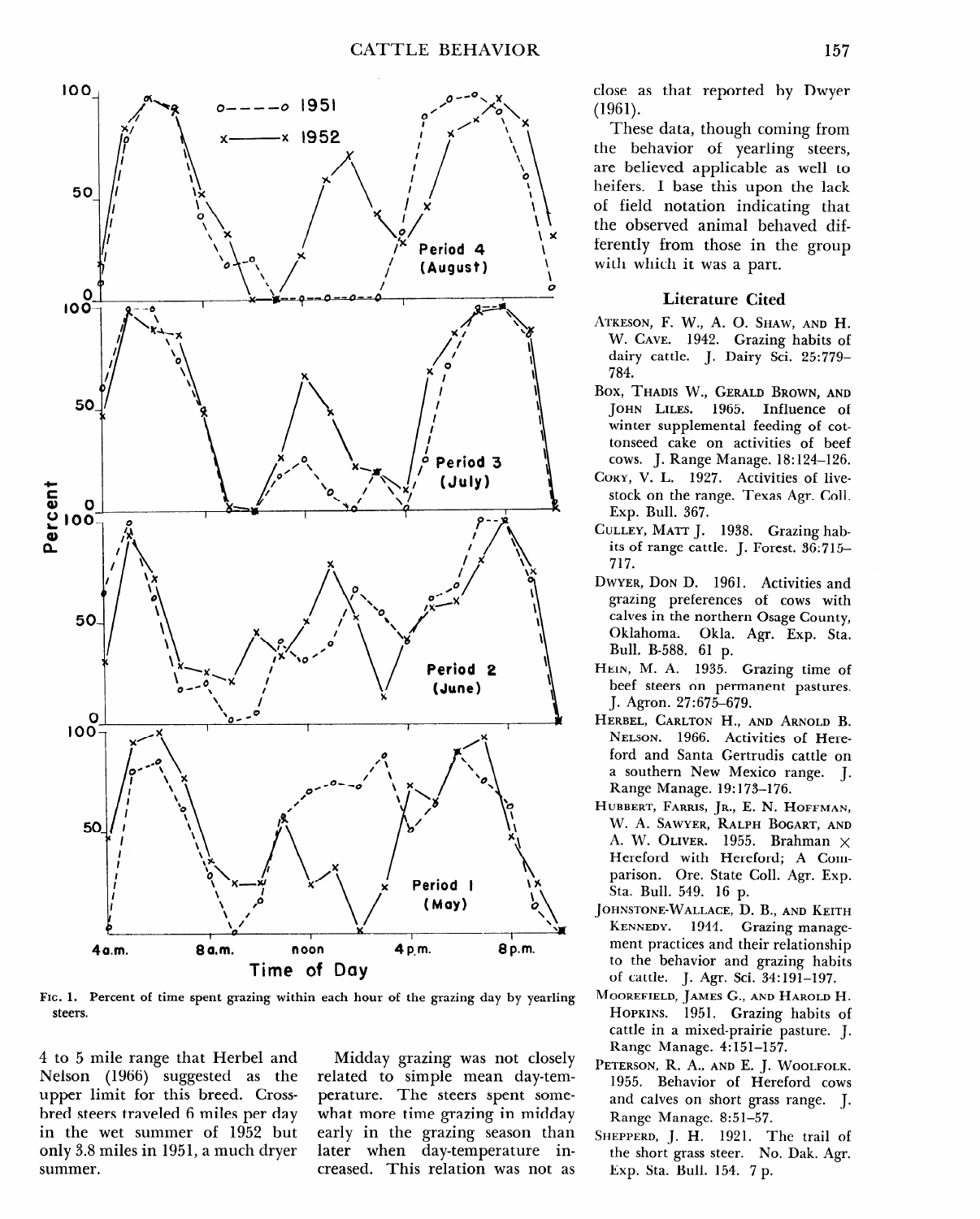100

o - - - - o 1951

x ——— x 1952

50

0

Period 4
(August)

100

50

Period 3
(July)

0

100

50

Period 2
(June)

0

100

50

Period 1
(May)

Percent

4 a.m. 8 a.m. noon 4 p.m. 8 p.m.

Time of Day

Fig. 1. Percent of time spent grazing within each hour of the grazing day by yearling steers.

4 to 5 mile range that Herbel and Nelson (1966) suggested as the upper limit for this breed. Crossbred steers traveled 6 miles per day in the wet summer of 1952 but only 3.8 miles in 1951, a much dryer summer.

Midday grazing was not closely related to simple mean day-temperature. The steers spent somewhat more time grazing in midday early in the grazing season than later when day-temperature increased. This relation was not as close as that reported by Dwyer (1961).

These data, though coming from the behavior of yearling steers, are believed applicable as well to heifers. I base this upon the lack of field notation indicating that the observed animal behaved differently from those in the group with which it was a part.

## Literature Cited

Atkeson, F. W., A. O. Shaw, and H. W. Cave. 1942. Grazing habits of dairy cattle. J. Dairy Sci. 25:779–784.

Box, Thadis W., Gerald Brown, and John Liles. 1965. Influence of winter supplemental feeding of cottonseed cake on activities of beef cows. J. Range Manage. 18:124–126.

Cory, V. L. 1927. Activities of livestock on the range. Texas Agr. Coll. Exp. Bull. 367.

Culley, Matt J. 1938. Grazing habits of range cattle. J. Forest. 36:715–717.

Dwyer, Don D. 1961. Activities and grazing preferences of cows with calves in the northern Osage County, Oklahoma. Okla. Agr. Exp. Sta. Bull. B-588. 61 p.

Hein, M. A. 1935. Grazing time of beef steers on permanent pastures. J. Agron. 27:675–679.

Herbel, Carlton H., and Arnold B. Nelson. 1966. Activities of Hereford and Santa Gertrudis cattle on a southern New Mexico range. J. Range Manage. 19:173–176.

Hubbert, Farris, Jr., E. N. Hoffman, W. A. Sawyer, Ralph Bogart, and A. W. Oliver. 1955. Brahman × Hereford with Hereford; A Comparison. Ore. State Coll. Agr. Exp. Sta. Bull. 549. 16 p.

Johnstone-Wallace, D. B., and Keith Kennedy. 1944. Grazing management practices and their relationship to the behavior and grazing habits of cattle. J. Agr. Sci. 34:191–197.

Moorefield, James G., and Harold H. Hopkins. 1951. Grazing habits of cattle in a mixed-prairie pasture. J. Range Manage. 4:151–157.

Peterson, R. A., and E. J. Woolfolk. 1955. Behavior of Hereford cows and calves on short grass range. J. Range Manage. 8:51–57.

Shepperd, J. H. 1921. The trail of the short grass steer. No. Dak. Agr. Exp. Sta. Bull. 154. 7 p.